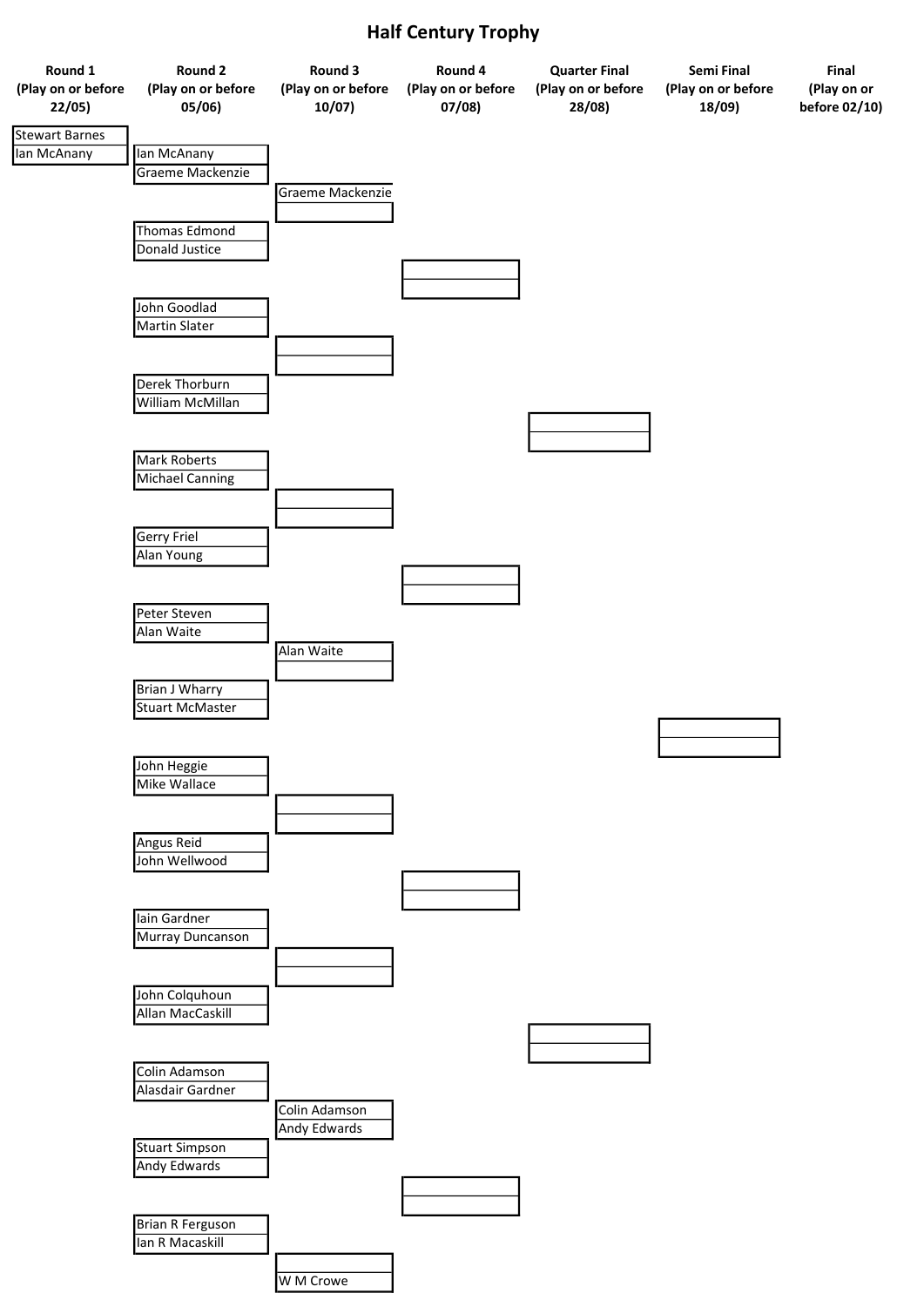# Half Century Trophy

| Round 1 (Play on or before 22/05) | Round 2 (Play on or before 05/06) | Round 3 (Play on or before 10/07) | Round 4 (Play on or before 07/08) | Quarter Final (Play on or before 28/08) | Semi Final (Play on or before 18/09) | Final (Play on or before 02/10) |
|---|---|---|---|---|---|---|
| Stewart Barnes | | | | | | |
| Ian McAnany | Ian McAnany | | | | | |
| | Graeme Mackenzie | | | | | |
| | | Graeme Mackenzie | | | | |
| | | | | | | |
| | Thomas Edmond | | | | | |
| | Donald Justice | | | | | |
| | John Goodlad | | | | | |
| | Martin Slater | | | | | |
| | Derek Thorburn | | | | | |
| | William McMillan | | | | | |
| | Mark Roberts | | | | | |
| | Michael Canning | | | | | |
| | Gerry Friel | | | | | |
| | Alan Young | | | | | |
| | Peter Steven | | | | | |
| | Alan Waite | | | | | |
| | | Alan Waite | | | | |
| | | | | | | |
| | Brian J Wharry | | | | | |
| | Stuart McMaster | | | | | |
| | John Heggie | | | | | |
| | Mike Wallace | | | | | |
| | Angus Reid | | | | | |
| | John Wellwood | | | | | |
| | Iain Gardner | | | | | |
| | Murray Duncanson | | | | | |
| | John Colquhoun | | | | | |
| | Allan MacCaskill | | | | | |
| | Colin Adamson | | | | | |
| | Alasdair Gardner | | | | | |
| | | Colin Adamson | | | | |
| | | Andy Edwards | | | | |
| | Stuart Simpson | | | | | |
| | Andy Edwards | | | | | |
| | Brian R Ferguson | | | | | |
| | Ian R Macaskill | | | | | |
| | | | | | | |
| | | W M Crowe | | | | |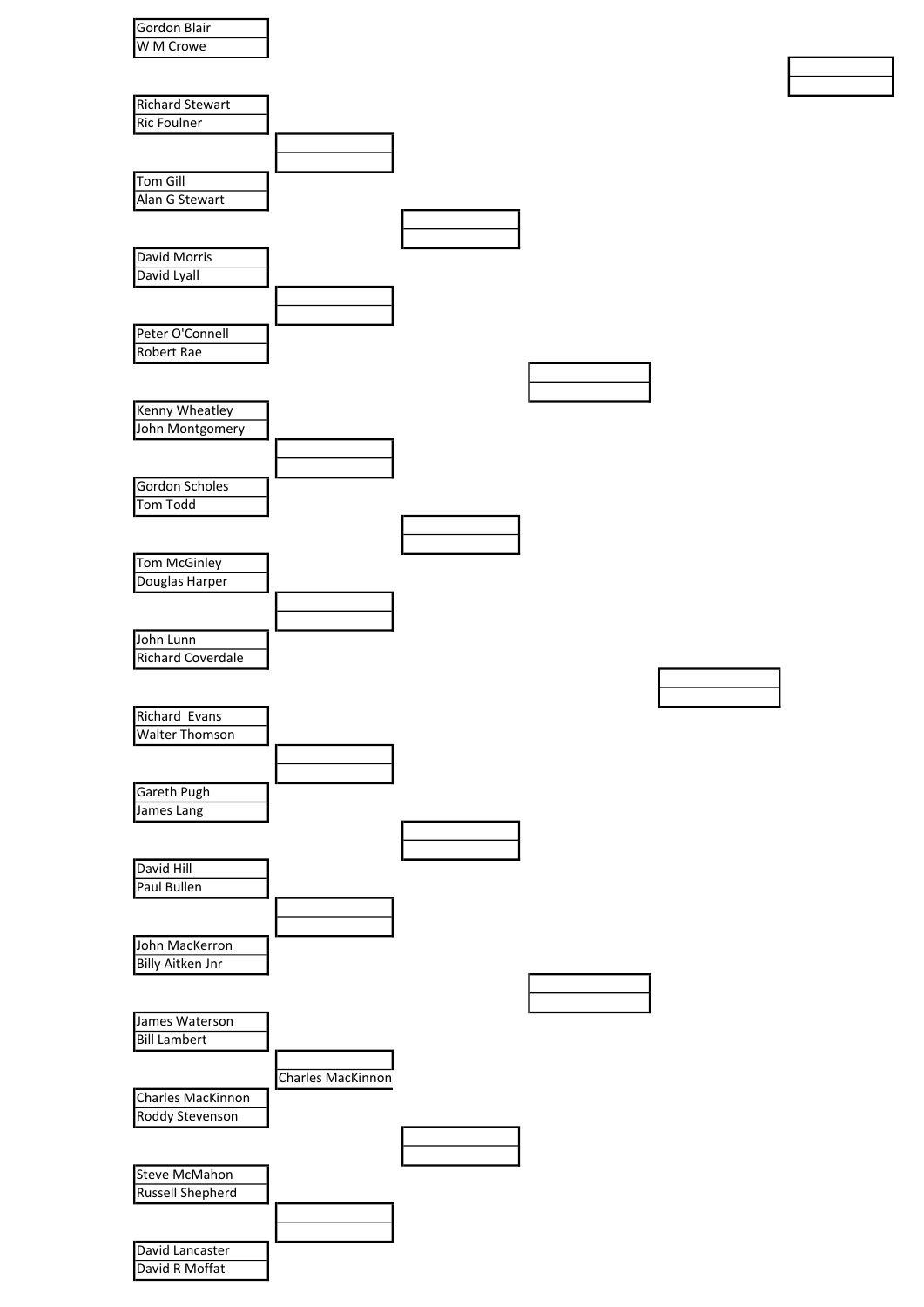Gordon Blair
W M Crowe

Richard Stewart
Ric Foulner

Tom Gill
Alan G Stewart

David Morris
David Lyall

Peter O'Connell
Robert Rae

Kenny Wheatley
John Montgomery

Gordon Scholes
Tom Todd

Tom McGinley
Douglas Harper

John Lunn
Richard Coverdale

Richard Evans
Walter Thomson

Gareth Pugh
James Lang

David Hill
Paul Bullen

John MacKerron
Billy Aitken Jnr

James Waterson
Bill Lambert

Charles MacKinnon

Charles MacKinnon
Roddy Stevenson

Steve McMahon
Russell Shepherd

David Lancaster
David R Moffat